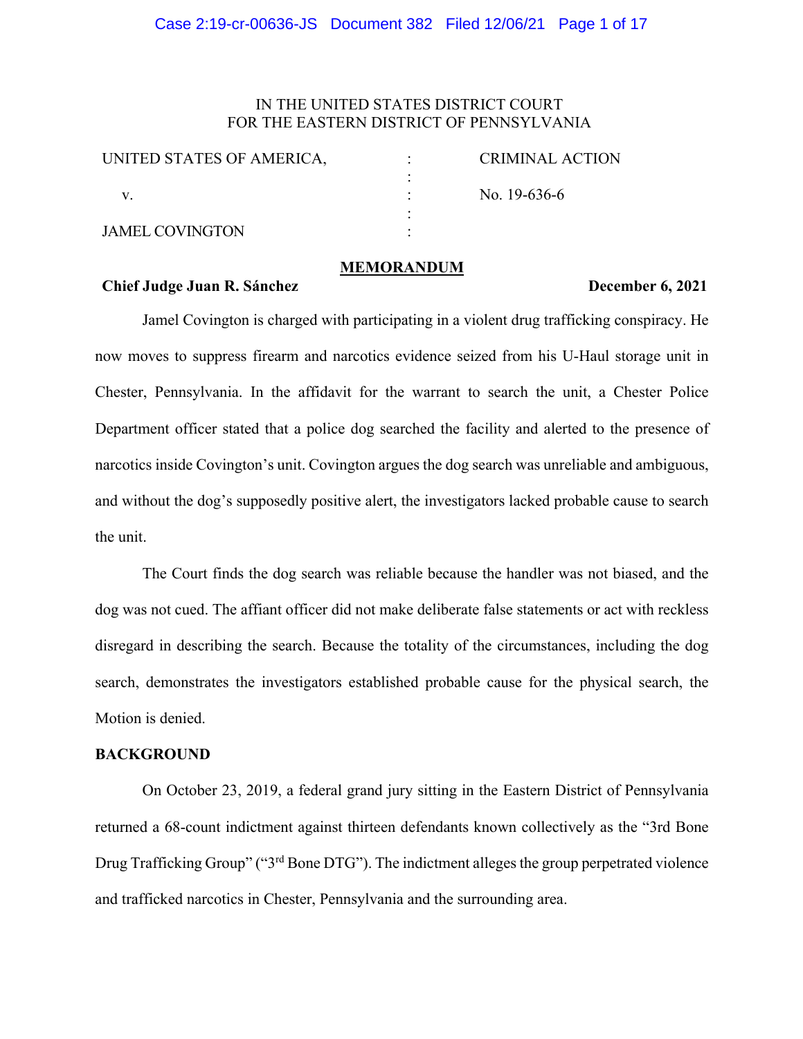IN THE UNITED STATES DISTRICT COURT
FOR THE EASTERN DISTRICT OF PENNSYLVANIA

| | | |
|---|---|---|
| UNITED STATES OF AMERICA, | : | CRIMINAL ACTION |
| | : | |
| v. | : | No. 19-636-6 |
| | : | |
| JAMEL COVINGTON | : | |

**MEMORANDUM**

**Chief Judge Juan R. Sánchez** **December 6, 2021**

Jamel Covington is charged with participating in a violent drug trafficking conspiracy. He now moves to suppress firearm and narcotics evidence seized from his U-Haul storage unit in Chester, Pennsylvania. In the affidavit for the warrant to search the unit, a Chester Police Department officer stated that a police dog searched the facility and alerted to the presence of narcotics inside Covington's unit. Covington argues the dog search was unreliable and ambiguous, and without the dog's supposedly positive alert, the investigators lacked probable cause to search the unit.

The Court finds the dog search was reliable because the handler was not biased, and the dog was not cued. The affiant officer did not make deliberate false statements or act with reckless disregard in describing the search. Because the totality of the circumstances, including the dog search, demonstrates the investigators established probable cause for the physical search, the Motion is denied.

**BACKGROUND**

On October 23, 2019, a federal grand jury sitting in the Eastern District of Pennsylvania returned a 68-count indictment against thirteen defendants known collectively as the "3rd Bone Drug Trafficking Group" ("3rd Bone DTG"). The indictment alleges the group perpetrated violence and trafficked narcotics in Chester, Pennsylvania and the surrounding area.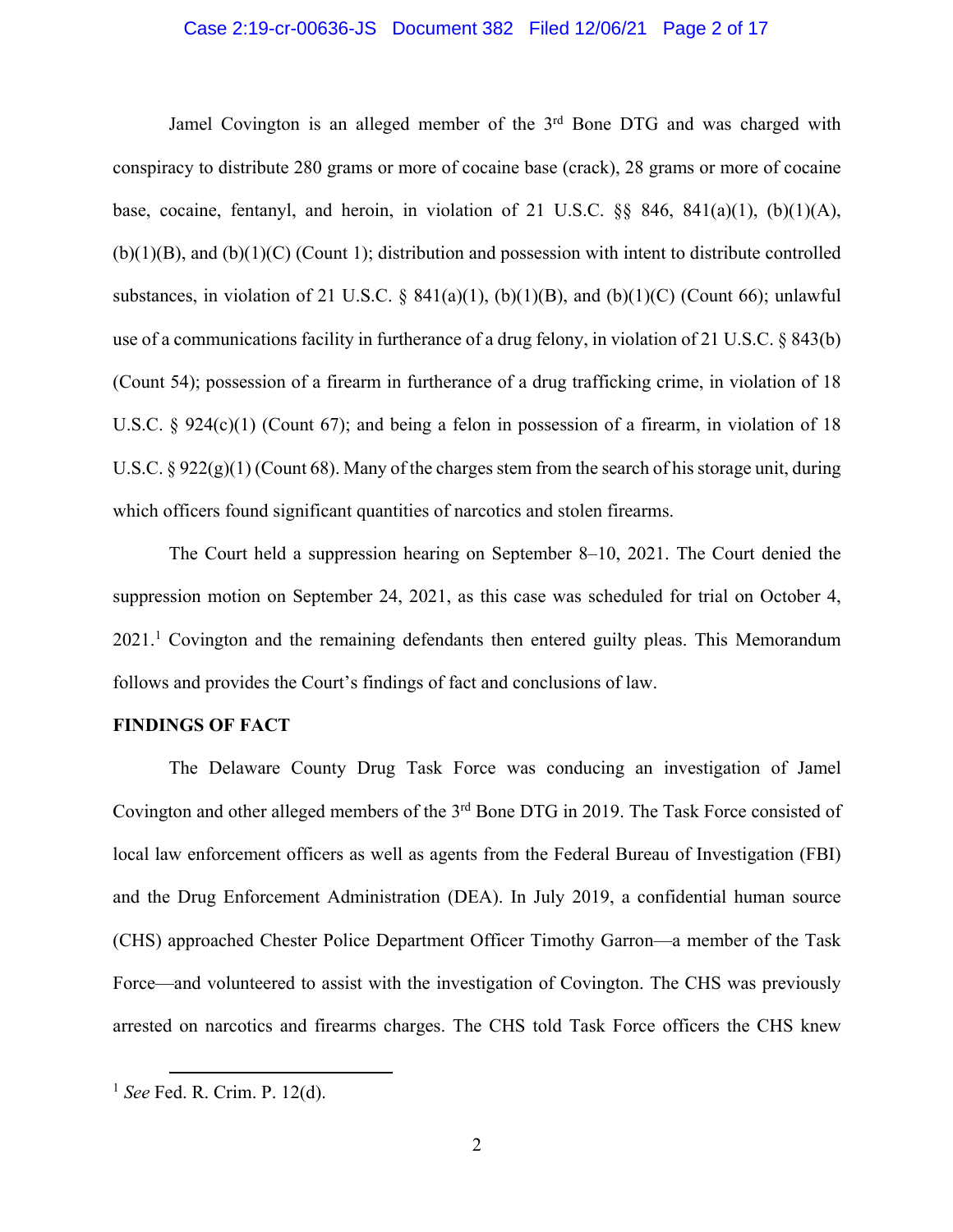Jamel Covington is an alleged member of the 3rd Bone DTG and was charged with conspiracy to distribute 280 grams or more of cocaine base (crack), 28 grams or more of cocaine base, cocaine, fentanyl, and heroin, in violation of 21 U.S.C. §§ 846, 841(a)(1), (b)(1)(A), (b)(1)(B), and (b)(1)(C) (Count 1); distribution and possession with intent to distribute controlled substances, in violation of 21 U.S.C. § 841(a)(1), (b)(1)(B), and (b)(1)(C) (Count 66); unlawful use of a communications facility in furtherance of a drug felony, in violation of 21 U.S.C. § 843(b) (Count 54); possession of a firearm in furtherance of a drug trafficking crime, in violation of 18 U.S.C. § 924(c)(1) (Count 67); and being a felon in possession of a firearm, in violation of 18 U.S.C. § 922(g)(1) (Count 68). Many of the charges stem from the search of his storage unit, during which officers found significant quantities of narcotics and stolen firearms.

The Court held a suppression hearing on September 8–10, 2021. The Court denied the suppression motion on September 24, 2021, as this case was scheduled for trial on October 4, 2021.[1] Covington and the remaining defendants then entered guilty pleas. This Memorandum follows and provides the Court's findings of fact and conclusions of law.

**FINDINGS OF FACT**

The Delaware County Drug Task Force was conducing an investigation of Jamel Covington and other alleged members of the 3rd Bone DTG in 2019. The Task Force consisted of local law enforcement officers as well as agents from the Federal Bureau of Investigation (FBI) and the Drug Enforcement Administration (DEA). In July 2019, a confidential human source (CHS) approached Chester Police Department Officer Timothy Garron—a member of the Task Force—and volunteered to assist with the investigation of Covington. The CHS was previously arrested on narcotics and firearms charges. The CHS told Task Force officers the CHS knew

[1] *See* Fed. R. Crim. P. 12(d).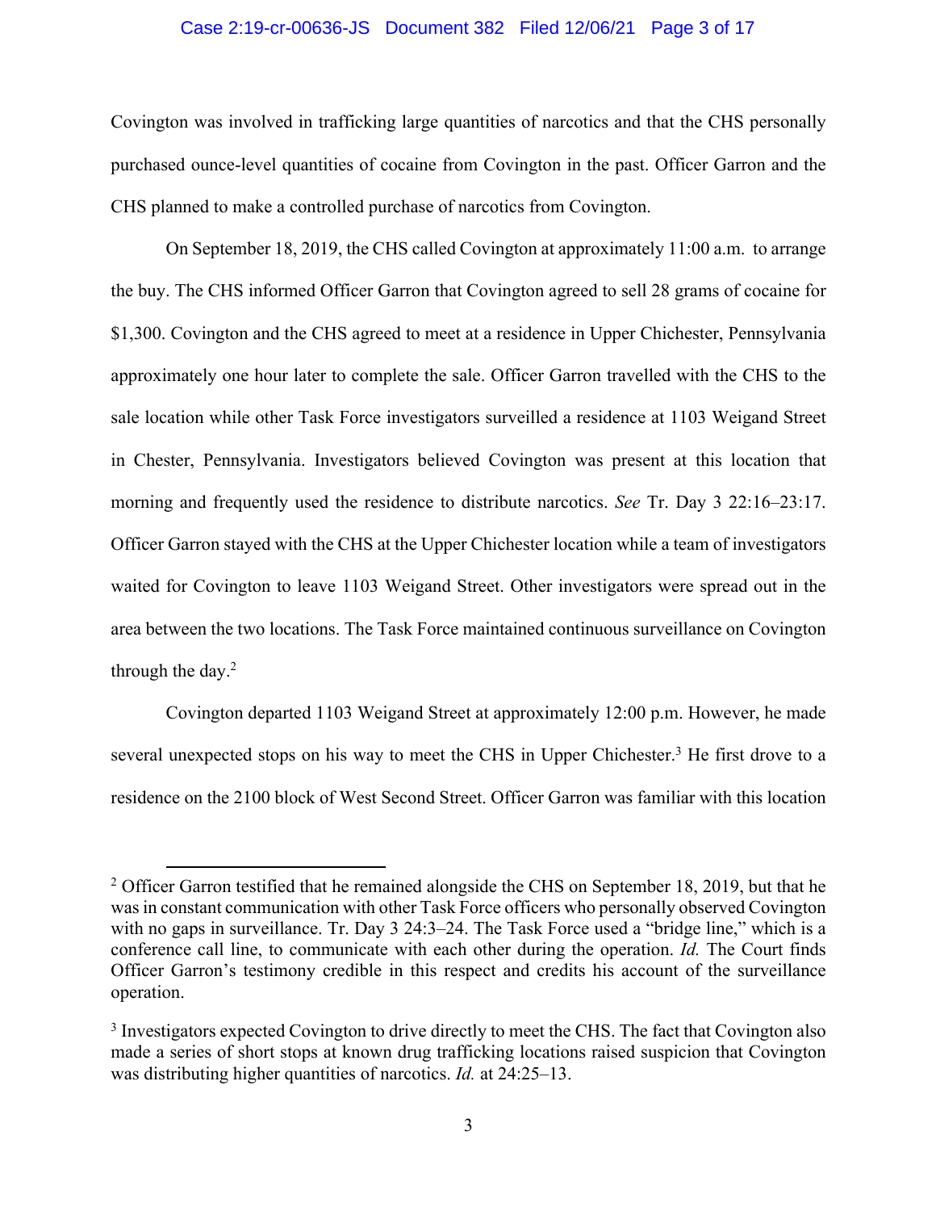Covington was involved in trafficking large quantities of narcotics and that the CHS personally purchased ounce-level quantities of cocaine from Covington in the past. Officer Garron and the CHS planned to make a controlled purchase of narcotics from Covington.

On September 18, 2019, the CHS called Covington at approximately 11:00 a.m. to arrange the buy. The CHS informed Officer Garron that Covington agreed to sell 28 grams of cocaine for $1,300. Covington and the CHS agreed to meet at a residence in Upper Chichester, Pennsylvania approximately one hour later to complete the sale. Officer Garron travelled with the CHS to the sale location while other Task Force investigators surveilled a residence at 1103 Weigand Street in Chester, Pennsylvania. Investigators believed Covington was present at this location that morning and frequently used the residence to distribute narcotics. *See* Tr. Day 3 22:16–23:17. Officer Garron stayed with the CHS at the Upper Chichester location while a team of investigators waited for Covington to leave 1103 Weigand Street. Other investigators were spread out in the area between the two locations. The Task Force maintained continuous surveillance on Covington through the day.[2]

Covington departed 1103 Weigand Street at approximately 12:00 p.m. However, he made several unexpected stops on his way to meet the CHS in Upper Chichester.[3] He first drove to a residence on the 2100 block of West Second Street. Officer Garron was familiar with this location

---

[2] Officer Garron testified that he remained alongside the CHS on September 18, 2019, but that he was in constant communication with other Task Force officers who personally observed Covington with no gaps in surveillance. Tr. Day 3 24:3–24. The Task Force used a "bridge line," which is a conference call line, to communicate with each other during the operation. *Id.* The Court finds Officer Garron's testimony credible in this respect and credits his account of the surveillance operation.

[3] Investigators expected Covington to drive directly to meet the CHS. The fact that Covington also made a series of short stops at known drug trafficking locations raised suspicion that Covington was distributing higher quantities of narcotics. *Id.* at 24:25–13.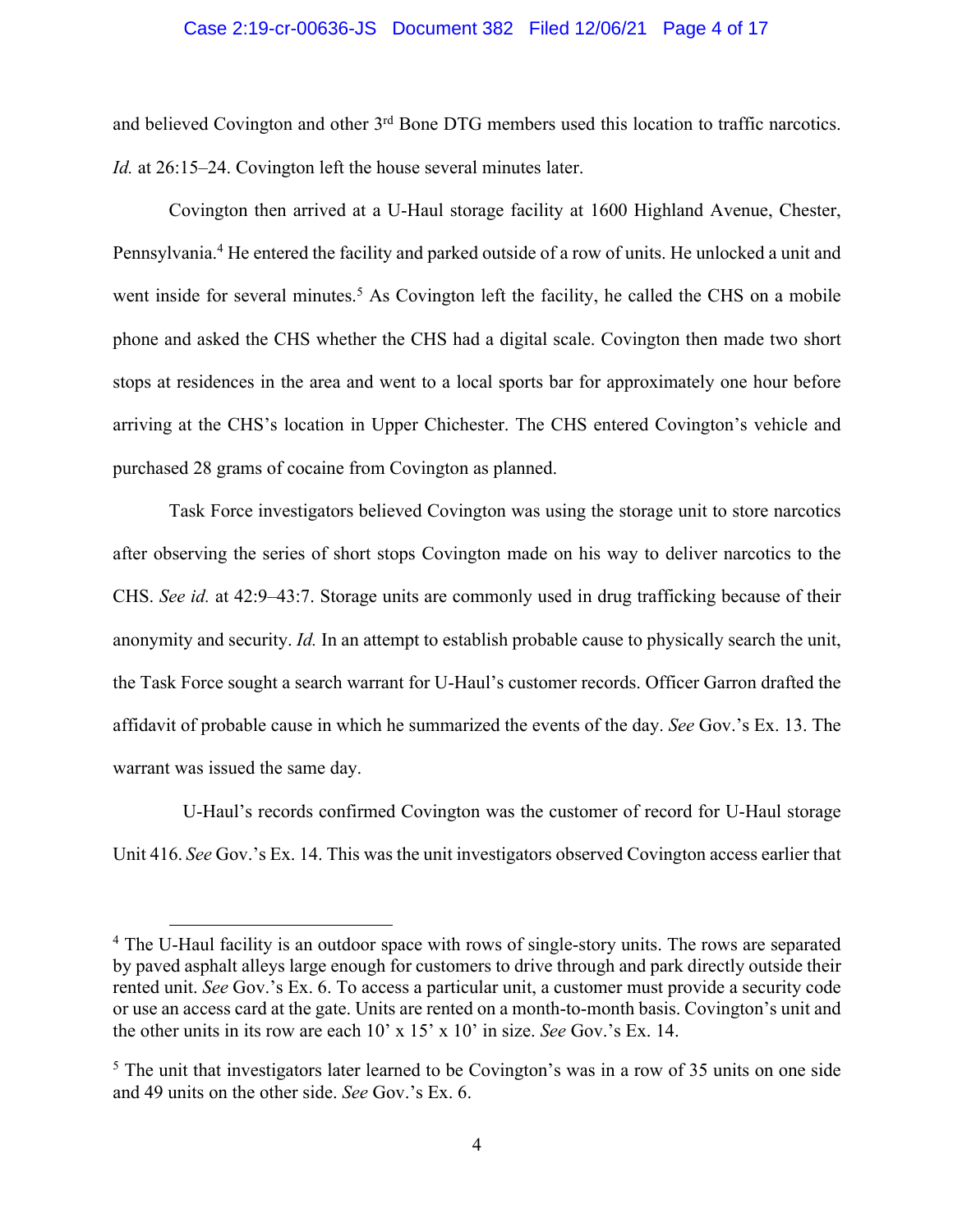and believed Covington and other 3rd Bone DTG members used this location to traffic narcotics. *Id.* at 26:15–24. Covington left the house several minutes later.

Covington then arrived at a U-Haul storage facility at 1600 Highland Avenue, Chester, Pennsylvania.[4] He entered the facility and parked outside of a row of units. He unlocked a unit and went inside for several minutes.[5] As Covington left the facility, he called the CHS on a mobile phone and asked the CHS whether the CHS had a digital scale. Covington then made two short stops at residences in the area and went to a local sports bar for approximately one hour before arriving at the CHS's location in Upper Chichester. The CHS entered Covington's vehicle and purchased 28 grams of cocaine from Covington as planned.

Task Force investigators believed Covington was using the storage unit to store narcotics after observing the series of short stops Covington made on his way to deliver narcotics to the CHS. *See id.* at 42:9–43:7. Storage units are commonly used in drug trafficking because of their anonymity and security. *Id.* In an attempt to establish probable cause to physically search the unit, the Task Force sought a search warrant for U-Haul's customer records. Officer Garron drafted the affidavit of probable cause in which he summarized the events of the day. *See* Gov.'s Ex. 13. The warrant was issued the same day.

U-Haul's records confirmed Covington was the customer of record for U-Haul storage Unit 416. *See* Gov.'s Ex. 14. This was the unit investigators observed Covington access earlier that

---

[4] The U-Haul facility is an outdoor space with rows of single-story units. The rows are separated by paved asphalt alleys large enough for customers to drive through and park directly outside their rented unit. *See* Gov.'s Ex. 6. To access a particular unit, a customer must provide a security code or use an access card at the gate. Units are rented on a month-to-month basis. Covington's unit and the other units in its row are each 10' x 15' x 10' in size. *See* Gov.'s Ex. 14.

[5] The unit that investigators later learned to be Covington's was in a row of 35 units on one side and 49 units on the other side. *See* Gov.'s Ex. 6.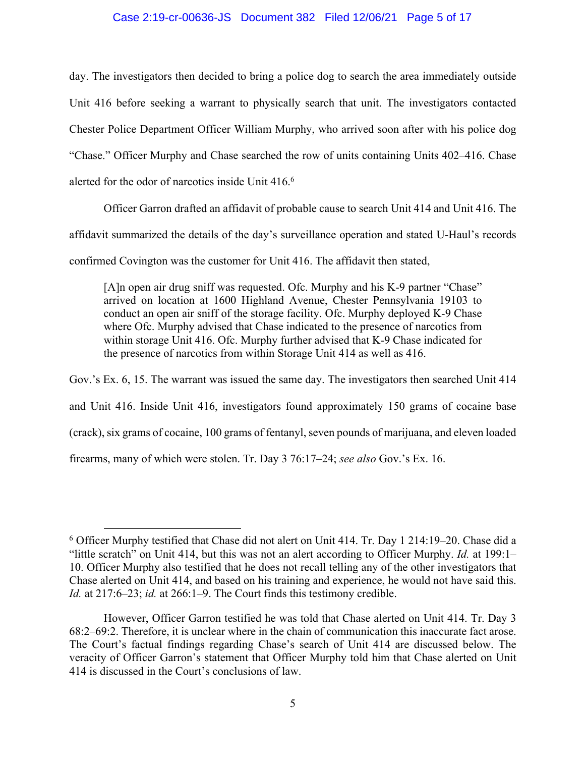day. The investigators then decided to bring a police dog to search the area immediately outside Unit 416 before seeking a warrant to physically search that unit. The investigators contacted Chester Police Department Officer William Murphy, who arrived soon after with his police dog "Chase." Officer Murphy and Chase searched the row of units containing Units 402–416. Chase alerted for the odor of narcotics inside Unit 416.[6]

Officer Garron drafted an affidavit of probable cause to search Unit 414 and Unit 416. The affidavit summarized the details of the day's surveillance operation and stated U-Haul's records confirmed Covington was the customer for Unit 416. The affidavit then stated,

> [A]n open air drug sniff was requested. Ofc. Murphy and his K-9 partner "Chase" arrived on location at 1600 Highland Avenue, Chester Pennsylvania 19103 to conduct an open air sniff of the storage facility. Ofc. Murphy deployed K-9 Chase where Ofc. Murphy advised that Chase indicated to the presence of narcotics from within storage Unit 416. Ofc. Murphy further advised that K-9 Chase indicated for the presence of narcotics from within Storage Unit 414 as well as 416.

Gov.'s Ex. 6, 15. The warrant was issued the same day. The investigators then searched Unit 414 and Unit 416. Inside Unit 416, investigators found approximately 150 grams of cocaine base (crack), six grams of cocaine, 100 grams of fentanyl, seven pounds of marijuana, and eleven loaded firearms, many of which were stolen. Tr. Day 3 76:17–24; *see also* Gov.'s Ex. 16.

---

[6] Officer Murphy testified that Chase did not alert on Unit 414. Tr. Day 1 214:19–20. Chase did a "little scratch" on Unit 414, but this was not an alert according to Officer Murphy. *Id.* at 199:1–10. Officer Murphy also testified that he does not recall telling any of the other investigators that Chase alerted on Unit 414, and based on his training and experience, he would not have said this. *Id.* at 217:6–23; *id.* at 266:1–9. The Court finds this testimony credible.

However, Officer Garron testified he was told that Chase alerted on Unit 414. Tr. Day 3 68:2–69:2. Therefore, it is unclear where in the chain of communication this inaccurate fact arose. The Court's factual findings regarding Chase's search of Unit 414 are discussed below. The veracity of Officer Garron's statement that Officer Murphy told him that Chase alerted on Unit 414 is discussed in the Court's conclusions of law.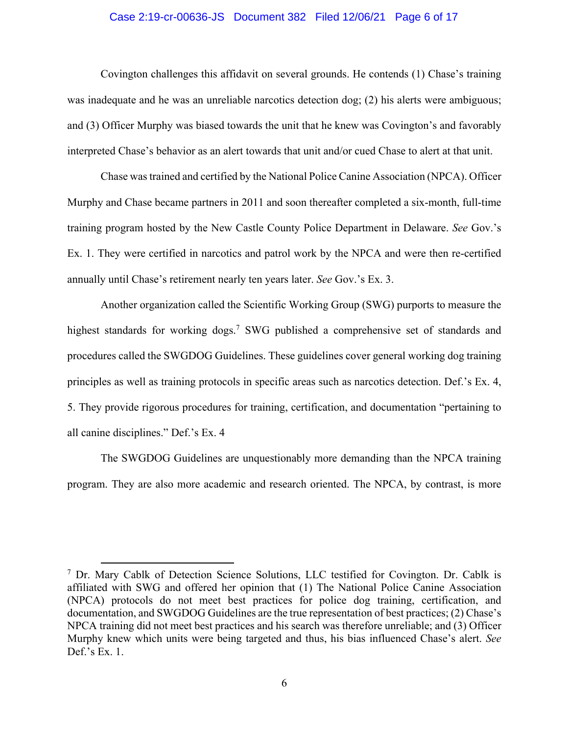Covington challenges this affidavit on several grounds. He contends (1) Chase's training was inadequate and he was an unreliable narcotics detection dog; (2) his alerts were ambiguous; and (3) Officer Murphy was biased towards the unit that he knew was Covington's and favorably interpreted Chase's behavior as an alert towards that unit and/or cued Chase to alert at that unit.

Chase was trained and certified by the National Police Canine Association (NPCA). Officer Murphy and Chase became partners in 2011 and soon thereafter completed a six-month, full-time training program hosted by the New Castle County Police Department in Delaware. *See* Gov.'s Ex. 1. They were certified in narcotics and patrol work by the NPCA and were then re-certified annually until Chase's retirement nearly ten years later. *See* Gov.'s Ex. 3.

Another organization called the Scientific Working Group (SWG) purports to measure the highest standards for working dogs.[7] SWG published a comprehensive set of standards and procedures called the SWGDOG Guidelines. These guidelines cover general working dog training principles as well as training protocols in specific areas such as narcotics detection. Def.'s Ex. 4, 5. They provide rigorous procedures for training, certification, and documentation "pertaining to all canine disciplines." Def.'s Ex. 4

The SWGDOG Guidelines are unquestionably more demanding than the NPCA training program. They are also more academic and research oriented. The NPCA, by contrast, is more

---

[7] Dr. Mary Cablk of Detection Science Solutions, LLC testified for Covington. Dr. Cablk is affiliated with SWG and offered her opinion that (1) The National Police Canine Association (NPCA) protocols do not meet best practices for police dog training, certification, and documentation, and SWGDOG Guidelines are the true representation of best practices; (2) Chase's NPCA training did not meet best practices and his search was therefore unreliable; and (3) Officer Murphy knew which units were being targeted and thus, his bias influenced Chase's alert. *See* Def.'s Ex. 1.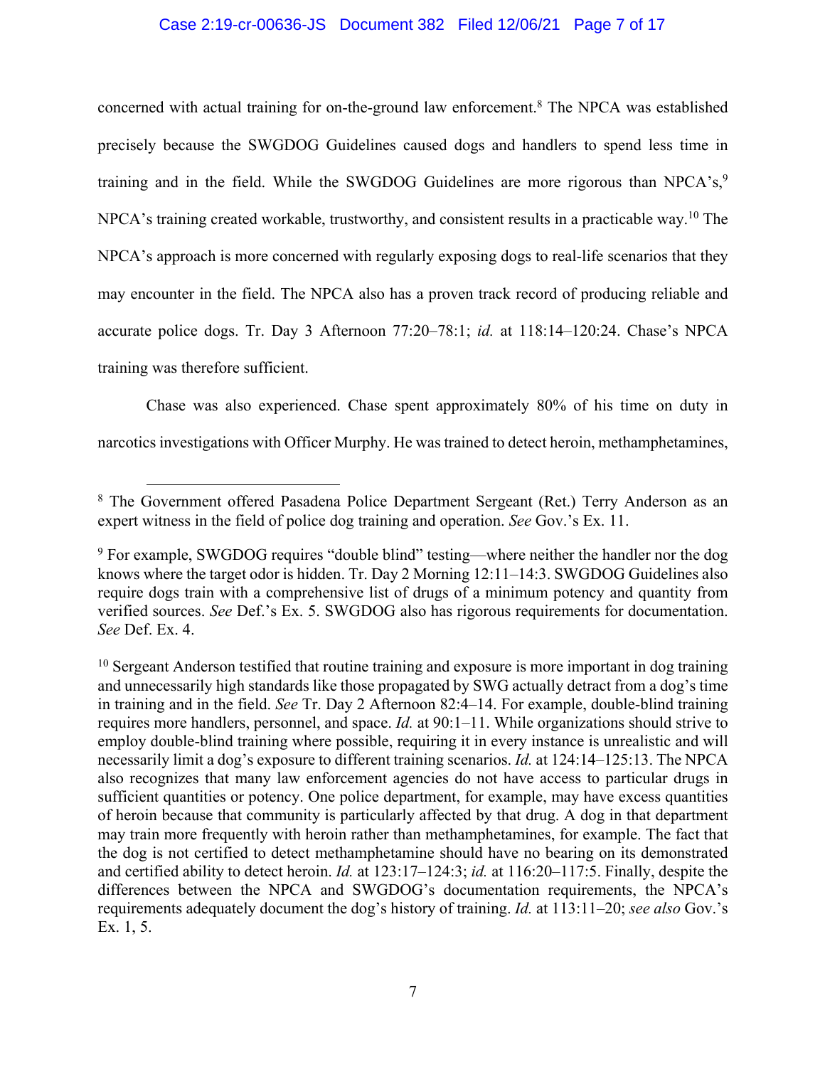concerned with actual training for on-the-ground law enforcement.[8] The NPCA was established precisely because the SWGDOG Guidelines caused dogs and handlers to spend less time in training and in the field. While the SWGDOG Guidelines are more rigorous than NPCA's,[9] NPCA's training created workable, trustworthy, and consistent results in a practicable way.[10] The NPCA's approach is more concerned with regularly exposing dogs to real-life scenarios that they may encounter in the field. The NPCA also has a proven track record of producing reliable and accurate police dogs. Tr. Day 3 Afternoon 77:20–78:1; *id.* at 118:14–120:24. Chase's NPCA training was therefore sufficient.

Chase was also experienced. Chase spent approximately 80% of his time on duty in narcotics investigations with Officer Murphy. He was trained to detect heroin, methamphetamines,

---

[8] The Government offered Pasadena Police Department Sergeant (Ret.) Terry Anderson as an expert witness in the field of police dog training and operation. *See* Gov.'s Ex. 11.

[9] For example, SWGDOG requires "double blind" testing—where neither the handler nor the dog knows where the target odor is hidden. Tr. Day 2 Morning 12:11–14:3. SWGDOG Guidelines also require dogs train with a comprehensive list of drugs of a minimum potency and quantity from verified sources. *See* Def.'s Ex. 5. SWGDOG also has rigorous requirements for documentation. *See* Def. Ex. 4.

[10] Sergeant Anderson testified that routine training and exposure is more important in dog training and unnecessarily high standards like those propagated by SWG actually detract from a dog's time in training and in the field. *See* Tr. Day 2 Afternoon 82:4–14. For example, double-blind training requires more handlers, personnel, and space. *Id.* at 90:1–11. While organizations should strive to employ double-blind training where possible, requiring it in every instance is unrealistic and will necessarily limit a dog's exposure to different training scenarios. *Id.* at 124:14–125:13. The NPCA also recognizes that many law enforcement agencies do not have access to particular drugs in sufficient quantities or potency. One police department, for example, may have excess quantities of heroin because that community is particularly affected by that drug. A dog in that department may train more frequently with heroin rather than methamphetamines, for example. The fact that the dog is not certified to detect methamphetamine should have no bearing on its demonstrated and certified ability to detect heroin. *Id.* at 123:17–124:3; *id.* at 116:20–117:5. Finally, despite the differences between the NPCA and SWGDOG's documentation requirements, the NPCA's requirements adequately document the dog's history of training. *Id.* at 113:11–20; *see also* Gov.'s Ex. 1, 5.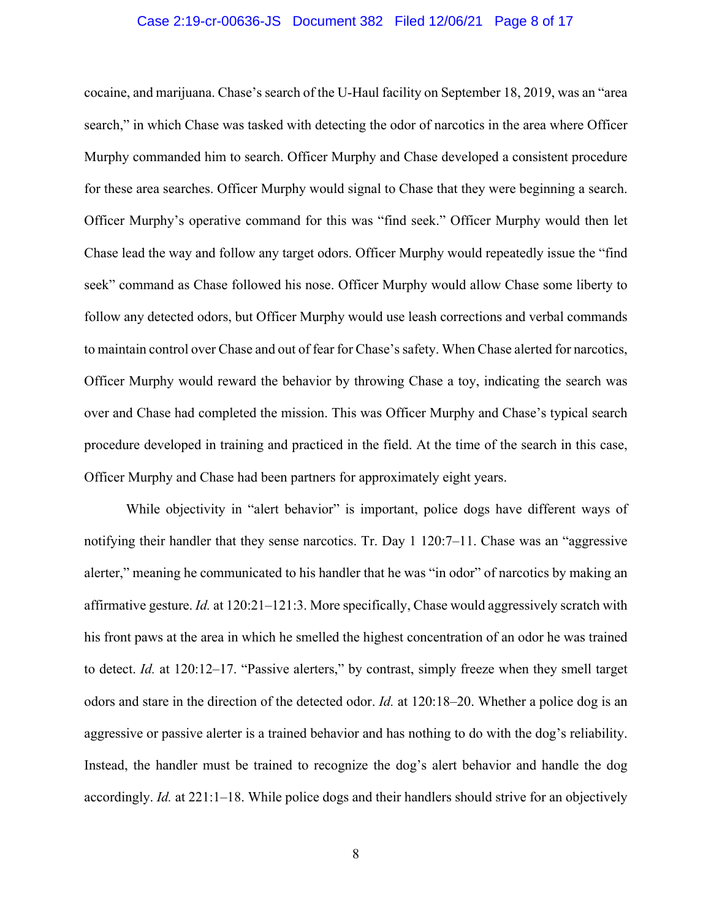cocaine, and marijuana. Chase's search of the U-Haul facility on September 18, 2019, was an "area search," in which Chase was tasked with detecting the odor of narcotics in the area where Officer Murphy commanded him to search. Officer Murphy and Chase developed a consistent procedure for these area searches. Officer Murphy would signal to Chase that they were beginning a search. Officer Murphy's operative command for this was "find seek." Officer Murphy would then let Chase lead the way and follow any target odors. Officer Murphy would repeatedly issue the "find seek" command as Chase followed his nose. Officer Murphy would allow Chase some liberty to follow any detected odors, but Officer Murphy would use leash corrections and verbal commands to maintain control over Chase and out of fear for Chase's safety. When Chase alerted for narcotics, Officer Murphy would reward the behavior by throwing Chase a toy, indicating the search was over and Chase had completed the mission. This was Officer Murphy and Chase's typical search procedure developed in training and practiced in the field. At the time of the search in this case, Officer Murphy and Chase had been partners for approximately eight years.

While objectivity in "alert behavior" is important, police dogs have different ways of notifying their handler that they sense narcotics. Tr. Day 1 120:7–11. Chase was an "aggressive alerter," meaning he communicated to his handler that he was "in odor" of narcotics by making an affirmative gesture. *Id.* at 120:21–121:3. More specifically, Chase would aggressively scratch with his front paws at the area in which he smelled the highest concentration of an odor he was trained to detect. *Id.* at 120:12–17. "Passive alerters," by contrast, simply freeze when they smell target odors and stare in the direction of the detected odor. *Id.* at 120:18–20. Whether a police dog is an aggressive or passive alerter is a trained behavior and has nothing to do with the dog's reliability. Instead, the handler must be trained to recognize the dog's alert behavior and handle the dog accordingly. *Id.* at 221:1–18. While police dogs and their handlers should strive for an objectively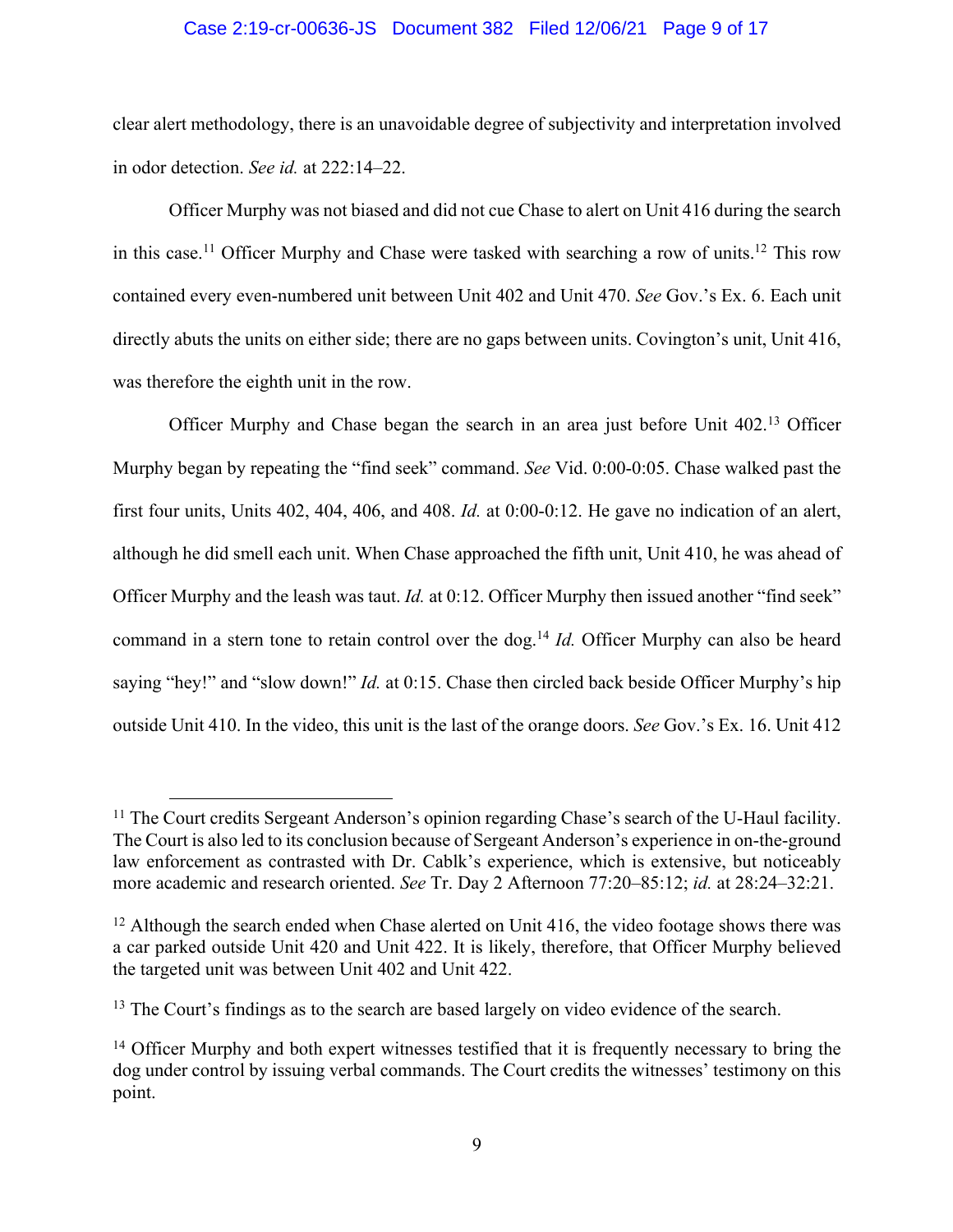clear alert methodology, there is an unavoidable degree of subjectivity and interpretation involved in odor detection. *See id.* at 222:14–22.

Officer Murphy was not biased and did not cue Chase to alert on Unit 416 during the search in this case.[11] Officer Murphy and Chase were tasked with searching a row of units.[12] This row contained every even-numbered unit between Unit 402 and Unit 470. *See* Gov.'s Ex. 6. Each unit directly abuts the units on either side; there are no gaps between units. Covington's unit, Unit 416, was therefore the eighth unit in the row.

Officer Murphy and Chase began the search in an area just before Unit 402.[13] Officer Murphy began by repeating the "find seek" command. *See* Vid. 0:00-0:05. Chase walked past the first four units, Units 402, 404, 406, and 408. *Id.* at 0:00-0:12. He gave no indication of an alert, although he did smell each unit. When Chase approached the fifth unit, Unit 410, he was ahead of Officer Murphy and the leash was taut. *Id.* at 0:12. Officer Murphy then issued another "find seek" command in a stern tone to retain control over the dog.[14] *Id.* Officer Murphy can also be heard saying "hey!" and "slow down!" *Id.* at 0:15. Chase then circled back beside Officer Murphy's hip outside Unit 410. In the video, this unit is the last of the orange doors. *See* Gov.'s Ex. 16. Unit 412

---

[11] The Court credits Sergeant Anderson's opinion regarding Chase's search of the U-Haul facility. The Court is also led to its conclusion because of Sergeant Anderson's experience in on-the-ground law enforcement as contrasted with Dr. Cablk's experience, which is extensive, but noticeably more academic and research oriented. *See* Tr. Day 2 Afternoon 77:20–85:12; *id.* at 28:24–32:21.

[12] Although the search ended when Chase alerted on Unit 416, the video footage shows there was a car parked outside Unit 420 and Unit 422. It is likely, therefore, that Officer Murphy believed the targeted unit was between Unit 402 and Unit 422.

[13] The Court's findings as to the search are based largely on video evidence of the search.

[14] Officer Murphy and both expert witnesses testified that it is frequently necessary to bring the dog under control by issuing verbal commands. The Court credits the witnesses' testimony on this point.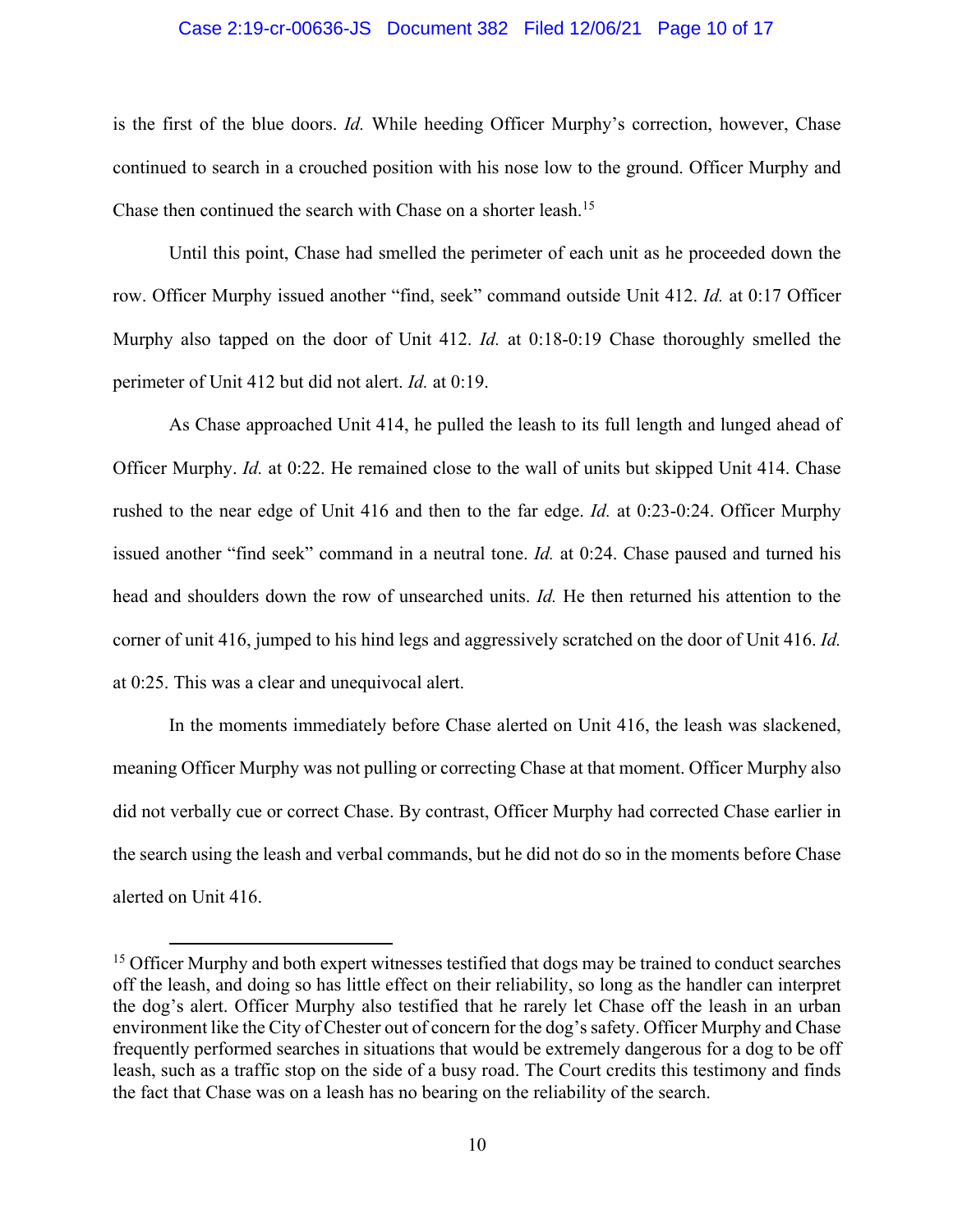is the first of the blue doors. *Id.* While heeding Officer Murphy's correction, however, Chase continued to search in a crouched position with his nose low to the ground. Officer Murphy and Chase then continued the search with Chase on a shorter leash.[15]

Until this point, Chase had smelled the perimeter of each unit as he proceeded down the row. Officer Murphy issued another "find, seek" command outside Unit 412. *Id.* at 0:17 Officer Murphy also tapped on the door of Unit 412. *Id.* at 0:18-0:19 Chase thoroughly smelled the perimeter of Unit 412 but did not alert. *Id.* at 0:19.

As Chase approached Unit 414, he pulled the leash to its full length and lunged ahead of Officer Murphy. *Id.* at 0:22. He remained close to the wall of units but skipped Unit 414. Chase rushed to the near edge of Unit 416 and then to the far edge. *Id.* at 0:23-0:24. Officer Murphy issued another "find seek" command in a neutral tone. *Id.* at 0:24. Chase paused and turned his head and shoulders down the row of unsearched units. *Id.* He then returned his attention to the corner of unit 416, jumped to his hind legs and aggressively scratched on the door of Unit 416. *Id.* at 0:25. This was a clear and unequivocal alert.

In the moments immediately before Chase alerted on Unit 416, the leash was slackened, meaning Officer Murphy was not pulling or correcting Chase at that moment. Officer Murphy also did not verbally cue or correct Chase. By contrast, Officer Murphy had corrected Chase earlier in the search using the leash and verbal commands, but he did not do so in the moments before Chase alerted on Unit 416.

---

[15] Officer Murphy and both expert witnesses testified that dogs may be trained to conduct searches off the leash, and doing so has little effect on their reliability, so long as the handler can interpret the dog's alert. Officer Murphy also testified that he rarely let Chase off the leash in an urban environment like the City of Chester out of concern for the dog's safety. Officer Murphy and Chase frequently performed searches in situations that would be extremely dangerous for a dog to be off leash, such as a traffic stop on the side of a busy road. The Court credits this testimony and finds the fact that Chase was on a leash has no bearing on the reliability of the search.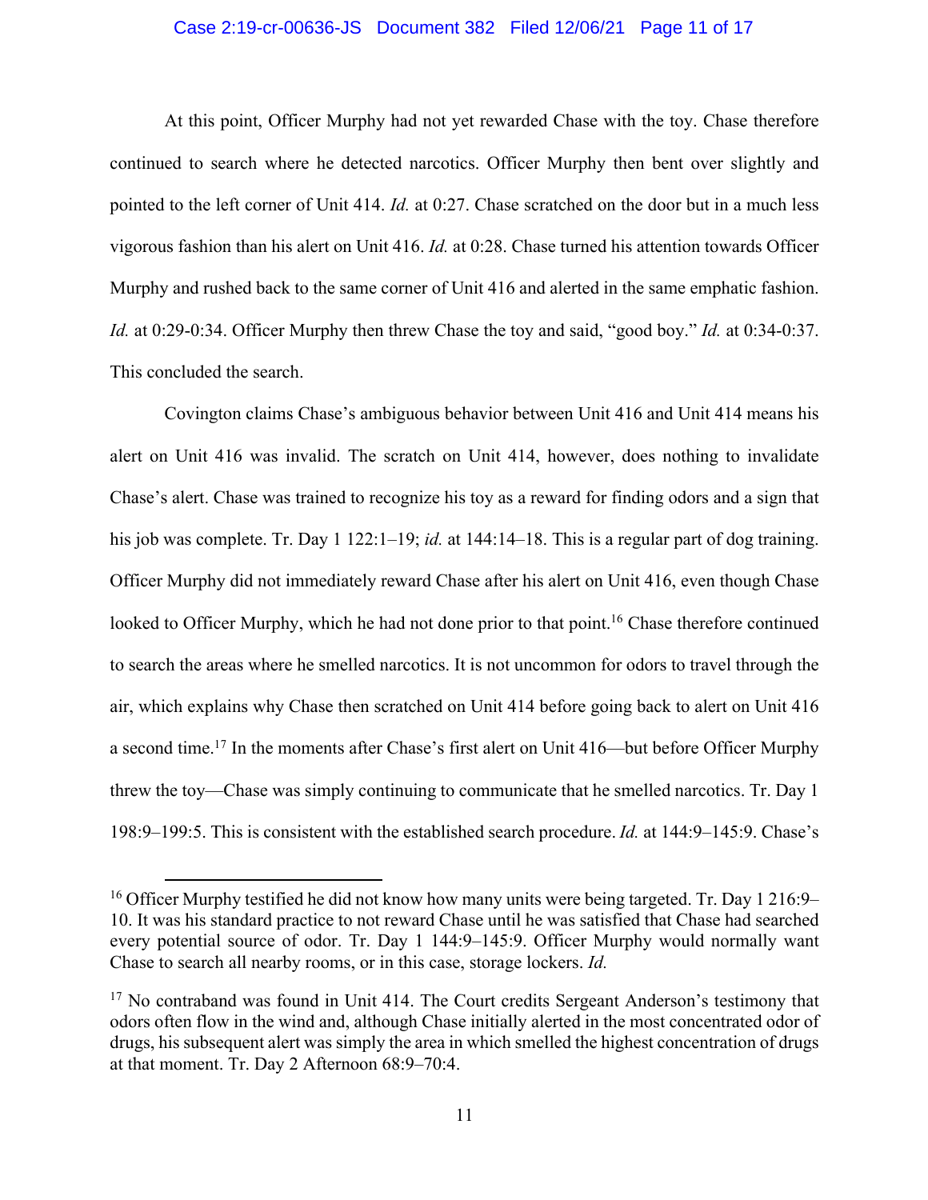At this point, Officer Murphy had not yet rewarded Chase with the toy. Chase therefore continued to search where he detected narcotics. Officer Murphy then bent over slightly and pointed to the left corner of Unit 414. *Id.* at 0:27. Chase scratched on the door but in a much less vigorous fashion than his alert on Unit 416. *Id.* at 0:28. Chase turned his attention towards Officer Murphy and rushed back to the same corner of Unit 416 and alerted in the same emphatic fashion. *Id.* at 0:29-0:34. Officer Murphy then threw Chase the toy and said, "good boy." *Id.* at 0:34-0:37. This concluded the search.

Covington claims Chase's ambiguous behavior between Unit 416 and Unit 414 means his alert on Unit 416 was invalid. The scratch on Unit 414, however, does nothing to invalidate Chase's alert. Chase was trained to recognize his toy as a reward for finding odors and a sign that his job was complete. Tr. Day 1 122:1–19; *id.* at 144:14–18. This is a regular part of dog training. Officer Murphy did not immediately reward Chase after his alert on Unit 416, even though Chase looked to Officer Murphy, which he had not done prior to that point.[16] Chase therefore continued to search the areas where he smelled narcotics. It is not uncommon for odors to travel through the air, which explains why Chase then scratched on Unit 414 before going back to alert on Unit 416 a second time.[17] In the moments after Chase's first alert on Unit 416—but before Officer Murphy threw the toy—Chase was simply continuing to communicate that he smelled narcotics. Tr. Day 1 198:9–199:5. This is consistent with the established search procedure. *Id.* at 144:9–145:9. Chase's

---

[16] Officer Murphy testified he did not know how many units were being targeted. Tr. Day 1 216:9–10. It was his standard practice to not reward Chase until he was satisfied that Chase had searched every potential source of odor. Tr. Day 1 144:9–145:9. Officer Murphy would normally want Chase to search all nearby rooms, or in this case, storage lockers. *Id.*

[17] No contraband was found in Unit 414. The Court credits Sergeant Anderson's testimony that odors often flow in the wind and, although Chase initially alerted in the most concentrated odor of drugs, his subsequent alert was simply the area in which smelled the highest concentration of drugs at that moment. Tr. Day 2 Afternoon 68:9–70:4.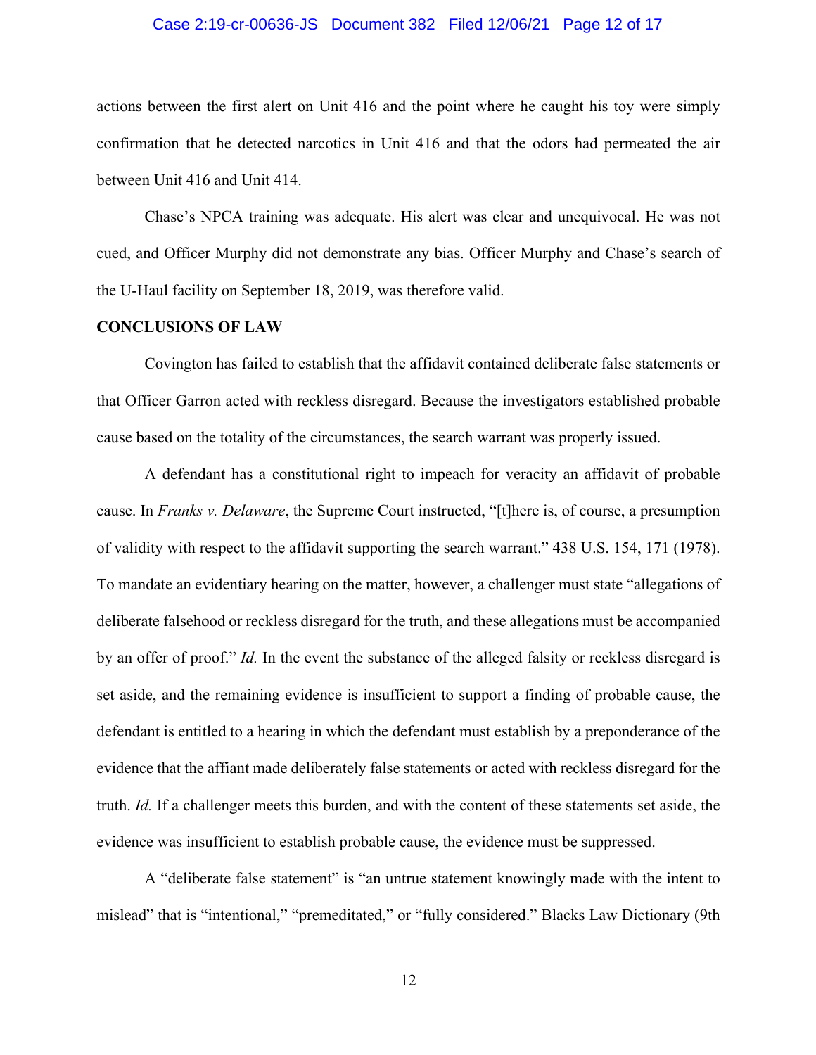actions between the first alert on Unit 416 and the point where he caught his toy were simply confirmation that he detected narcotics in Unit 416 and that the odors had permeated the air between Unit 416 and Unit 414.

Chase's NPCA training was adequate. His alert was clear and unequivocal. He was not cued, and Officer Murphy did not demonstrate any bias. Officer Murphy and Chase's search of the U-Haul facility on September 18, 2019, was therefore valid.

**CONCLUSIONS OF LAW**

Covington has failed to establish that the affidavit contained deliberate false statements or that Officer Garron acted with reckless disregard. Because the investigators established probable cause based on the totality of the circumstances, the search warrant was properly issued.

A defendant has a constitutional right to impeach for veracity an affidavit of probable cause. In *Franks v. Delaware*, the Supreme Court instructed, "[t]here is, of course, a presumption of validity with respect to the affidavit supporting the search warrant." 438 U.S. 154, 171 (1978). To mandate an evidentiary hearing on the matter, however, a challenger must state "allegations of deliberate falsehood or reckless disregard for the truth, and these allegations must be accompanied by an offer of proof." *Id.* In the event the substance of the alleged falsity or reckless disregard is set aside, and the remaining evidence is insufficient to support a finding of probable cause, the defendant is entitled to a hearing in which the defendant must establish by a preponderance of the evidence that the affiant made deliberately false statements or acted with reckless disregard for the truth. *Id.* If a challenger meets this burden, and with the content of these statements set aside, the evidence was insufficient to establish probable cause, the evidence must be suppressed.

A "deliberate false statement" is "an untrue statement knowingly made with the intent to mislead" that is "intentional," "premeditated," or "fully considered." Blacks Law Dictionary (9th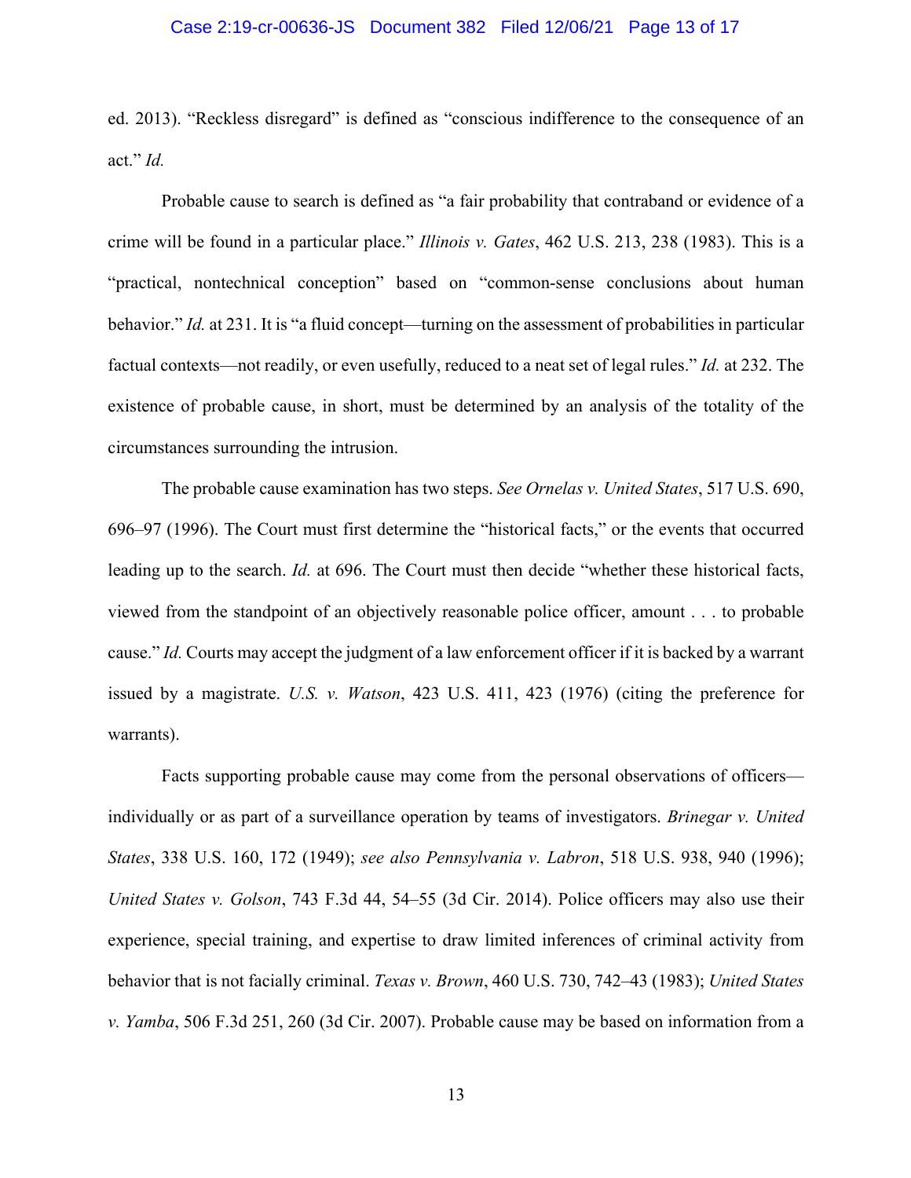ed. 2013). "Reckless disregard" is defined as "conscious indifference to the consequence of an act." *Id.*

Probable cause to search is defined as "a fair probability that contraband or evidence of a crime will be found in a particular place." *Illinois v. Gates*, 462 U.S. 213, 238 (1983). This is a "practical, nontechnical conception" based on "common-sense conclusions about human behavior." *Id.* at 231. It is "a fluid concept—turning on the assessment of probabilities in particular factual contexts—not readily, or even usefully, reduced to a neat set of legal rules." *Id.* at 232. The existence of probable cause, in short, must be determined by an analysis of the totality of the circumstances surrounding the intrusion.

The probable cause examination has two steps. *See Ornelas v. United States*, 517 U.S. 690, 696–97 (1996). The Court must first determine the "historical facts," or the events that occurred leading up to the search. *Id.* at 696. The Court must then decide "whether these historical facts, viewed from the standpoint of an objectively reasonable police officer, amount . . . to probable cause." *Id.* Courts may accept the judgment of a law enforcement officer if it is backed by a warrant issued by a magistrate. *U.S. v. Watson*, 423 U.S. 411, 423 (1976) (citing the preference for warrants).

Facts supporting probable cause may come from the personal observations of officers—individually or as part of a surveillance operation by teams of investigators. *Brinegar v. United States*, 338 U.S. 160, 172 (1949); *see also Pennsylvania v. Labron*, 518 U.S. 938, 940 (1996); *United States v. Golson*, 743 F.3d 44, 54–55 (3d Cir. 2014). Police officers may also use their experience, special training, and expertise to draw limited inferences of criminal activity from behavior that is not facially criminal. *Texas v. Brown*, 460 U.S. 730, 742–43 (1983); *United States v. Yamba*, 506 F.3d 251, 260 (3d Cir. 2007). Probable cause may be based on information from a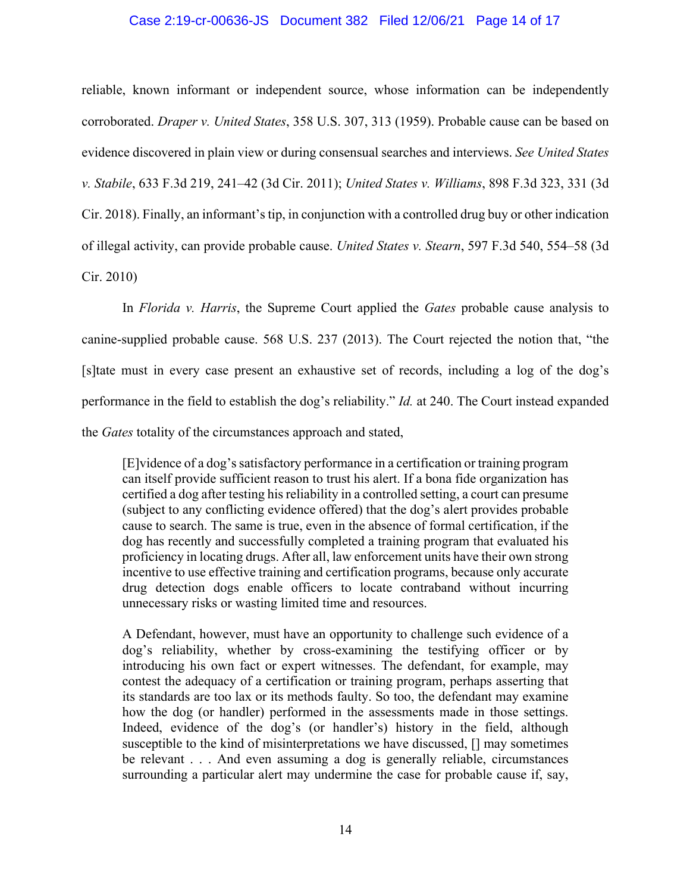reliable, known informant or independent source, whose information can be independently corroborated. *Draper v. United States*, 358 U.S. 307, 313 (1959). Probable cause can be based on evidence discovered in plain view or during consensual searches and interviews. *See United States v. Stabile*, 633 F.3d 219, 241–42 (3d Cir. 2011); *United States v. Williams*, 898 F.3d 323, 331 (3d Cir. 2018). Finally, an informant's tip, in conjunction with a controlled drug buy or other indication of illegal activity, can provide probable cause. *United States v. Stearn*, 597 F.3d 540, 554–58 (3d Cir. 2010)

In *Florida v. Harris*, the Supreme Court applied the *Gates* probable cause analysis to canine-supplied probable cause. 568 U.S. 237 (2013). The Court rejected the notion that, "the [s]tate must in every case present an exhaustive set of records, including a log of the dog's performance in the field to establish the dog's reliability." *Id.* at 240. The Court instead expanded the *Gates* totality of the circumstances approach and stated,

> [E]vidence of a dog's satisfactory performance in a certification or training program can itself provide sufficient reason to trust his alert. If a bona fide organization has certified a dog after testing his reliability in a controlled setting, a court can presume (subject to any conflicting evidence offered) that the dog's alert provides probable cause to search. The same is true, even in the absence of formal certification, if the dog has recently and successfully completed a training program that evaluated his proficiency in locating drugs. After all, law enforcement units have their own strong incentive to use effective training and certification programs, because only accurate drug detection dogs enable officers to locate contraband without incurring unnecessary risks or wasting limited time and resources.
>
> A Defendant, however, must have an opportunity to challenge such evidence of a dog's reliability, whether by cross-examining the testifying officer or by introducing his own fact or expert witnesses. The defendant, for example, may contest the adequacy of a certification or training program, perhaps asserting that its standards are too lax or its methods faulty. So too, the defendant may examine how the dog (or handler) performed in the assessments made in those settings. Indeed, evidence of the dog's (or handler's) history in the field, although susceptible to the kind of misinterpretations we have discussed, [] may sometimes be relevant . . . And even assuming a dog is generally reliable, circumstances surrounding a particular alert may undermine the case for probable cause if, say,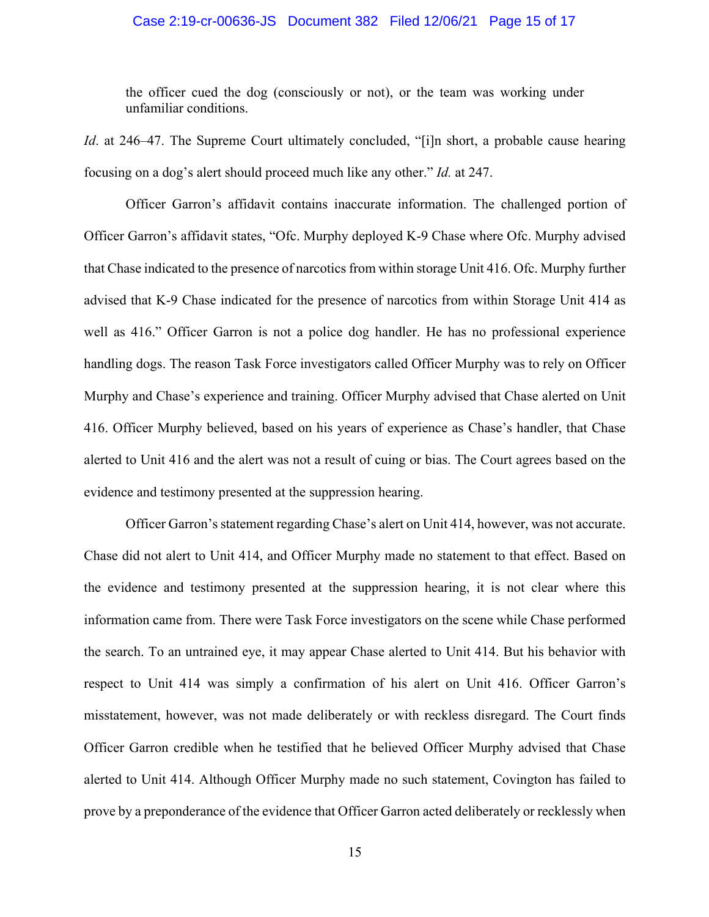> the officer cued the dog (consciously or not), or the team was working under unfamiliar conditions.

*Id*. at 246–47. The Supreme Court ultimately concluded, "[i]n short, a probable cause hearing focusing on a dog's alert should proceed much like any other." *Id.* at 247.

Officer Garron's affidavit contains inaccurate information. The challenged portion of Officer Garron's affidavit states, "Ofc. Murphy deployed K-9 Chase where Ofc. Murphy advised that Chase indicated to the presence of narcotics from within storage Unit 416. Ofc. Murphy further advised that K-9 Chase indicated for the presence of narcotics from within Storage Unit 414 as well as 416." Officer Garron is not a police dog handler. He has no professional experience handling dogs. The reason Task Force investigators called Officer Murphy was to rely on Officer Murphy and Chase's experience and training. Officer Murphy advised that Chase alerted on Unit 416. Officer Murphy believed, based on his years of experience as Chase's handler, that Chase alerted to Unit 416 and the alert was not a result of cuing or bias. The Court agrees based on the evidence and testimony presented at the suppression hearing.

Officer Garron's statement regarding Chase's alert on Unit 414, however, was not accurate. Chase did not alert to Unit 414, and Officer Murphy made no statement to that effect. Based on the evidence and testimony presented at the suppression hearing, it is not clear where this information came from. There were Task Force investigators on the scene while Chase performed the search. To an untrained eye, it may appear Chase alerted to Unit 414. But his behavior with respect to Unit 414 was simply a confirmation of his alert on Unit 416. Officer Garron's misstatement, however, was not made deliberately or with reckless disregard. The Court finds Officer Garron credible when he testified that he believed Officer Murphy advised that Chase alerted to Unit 414. Although Officer Murphy made no such statement, Covington has failed to prove by a preponderance of the evidence that Officer Garron acted deliberately or recklessly when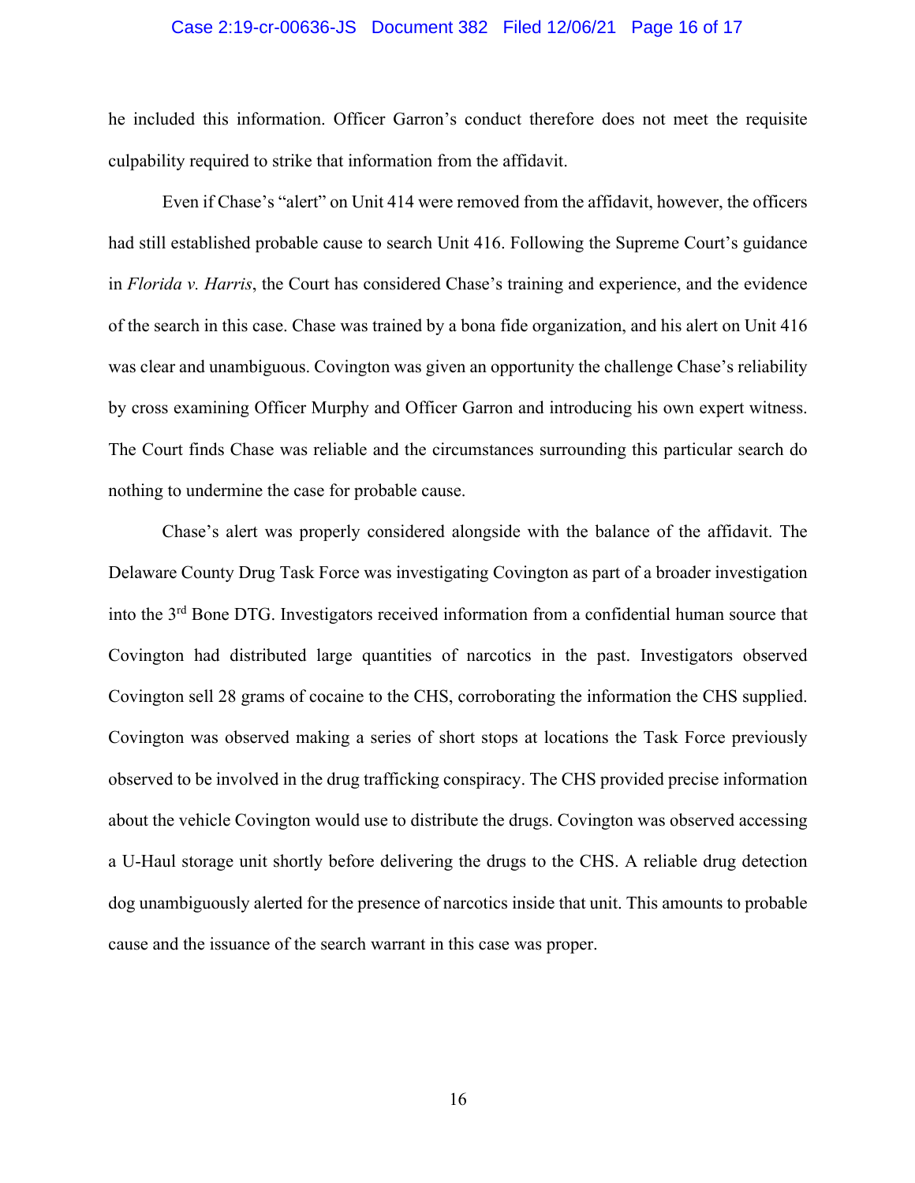he included this information. Officer Garron's conduct therefore does not meet the requisite culpability required to strike that information from the affidavit.

Even if Chase's "alert" on Unit 414 were removed from the affidavit, however, the officers had still established probable cause to search Unit 416. Following the Supreme Court's guidance in *Florida v. Harris*, the Court has considered Chase's training and experience, and the evidence of the search in this case. Chase was trained by a bona fide organization, and his alert on Unit 416 was clear and unambiguous. Covington was given an opportunity the challenge Chase's reliability by cross examining Officer Murphy and Officer Garron and introducing his own expert witness. The Court finds Chase was reliable and the circumstances surrounding this particular search do nothing to undermine the case for probable cause.

Chase's alert was properly considered alongside with the balance of the affidavit. The Delaware County Drug Task Force was investigating Covington as part of a broader investigation into the 3rd Bone DTG. Investigators received information from a confidential human source that Covington had distributed large quantities of narcotics in the past. Investigators observed Covington sell 28 grams of cocaine to the CHS, corroborating the information the CHS supplied. Covington was observed making a series of short stops at locations the Task Force previously observed to be involved in the drug trafficking conspiracy. The CHS provided precise information about the vehicle Covington would use to distribute the drugs. Covington was observed accessing a U-Haul storage unit shortly before delivering the drugs to the CHS. A reliable drug detection dog unambiguously alerted for the presence of narcotics inside that unit. This amounts to probable cause and the issuance of the search warrant in this case was proper.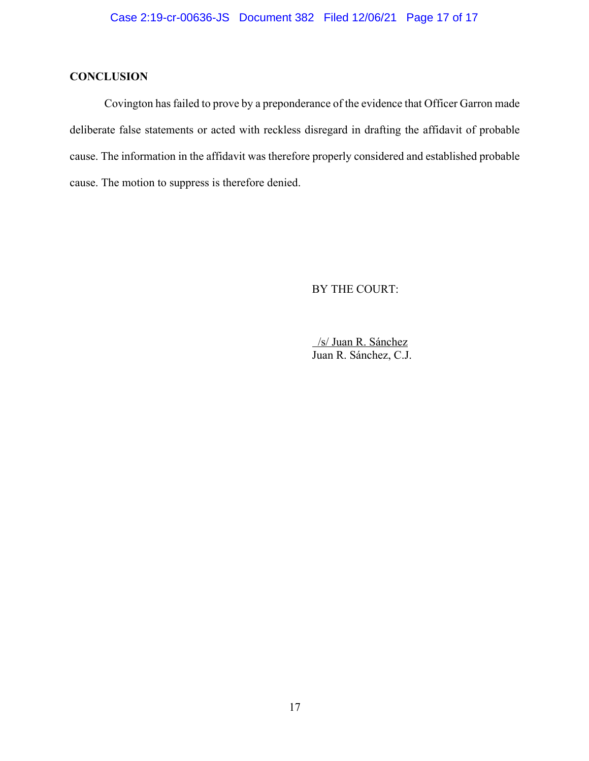**CONCLUSION**

Covington has failed to prove by a preponderance of the evidence that Officer Garron made deliberate false statements or acted with reckless disregard in drafting the affidavit of probable cause. The information in the affidavit was therefore properly considered and established probable cause. The motion to suppress is therefore denied.

BY THE COURT:

/s/ Juan R. Sánchez
Juan R. Sánchez, C.J.